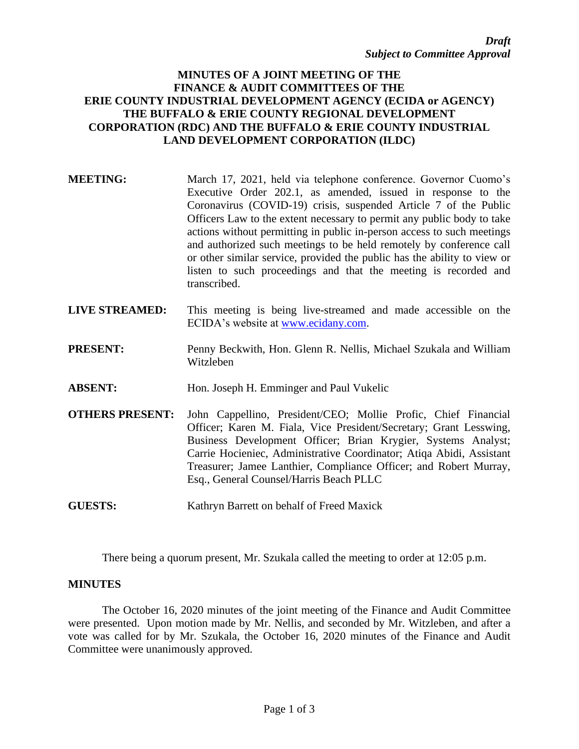*Draft*
*Subject to Committee Approval*

# MINUTES OF A JOINT MEETING OF THE FINANCE & AUDIT COMMITTEES OF THE ERIE COUNTY INDUSTRIAL DEVELOPMENT AGENCY (ECIDA or AGENCY) THE BUFFALO & ERIE COUNTY REGIONAL DEVELOPMENT CORPORATION (RDC) AND THE BUFFALO & ERIE COUNTY INDUSTRIAL LAND DEVELOPMENT CORPORATION (ILDC)

**MEETING:** March 17, 2021, held via telephone conference. Governor Cuomo's Executive Order 202.1, as amended, issued in response to the Coronavirus (COVID-19) crisis, suspended Article 7 of the Public Officers Law to the extent necessary to permit any public body to take actions without permitting in public in-person access to such meetings and authorized such meetings to be held remotely by conference call or other similar service, provided the public has the ability to view or listen to such proceedings and that the meeting is recorded and transcribed.

**LIVE STREAMED:** This meeting is being live-streamed and made accessible on the ECIDA's website at www.ecidany.com.

**PRESENT:** Penny Beckwith, Hon. Glenn R. Nellis, Michael Szukala and William Witzleben

**ABSENT:** Hon. Joseph H. Emminger and Paul Vukelic

**OTHERS PRESENT:** John Cappellino, President/CEO; Mollie Profic, Chief Financial Officer; Karen M. Fiala, Vice President/Secretary; Grant Lesswing, Business Development Officer; Brian Krygier, Systems Analyst; Carrie Hocieniec, Administrative Coordinator; Atiqa Abidi, Assistant Treasurer; Jamee Lanthier, Compliance Officer; and Robert Murray, Esq., General Counsel/Harris Beach PLLC

**GUESTS:** Kathryn Barrett on behalf of Freed Maxick

There being a quorum present, Mr. Szukala called the meeting to order at 12:05 p.m.

## MINUTES

The October 16, 2020 minutes of the joint meeting of the Finance and Audit Committee were presented. Upon motion made by Mr. Nellis, and seconded by Mr. Witzleben, and after a vote was called for by Mr. Szukala, the October 16, 2020 minutes of the Finance and Audit Committee were unanimously approved.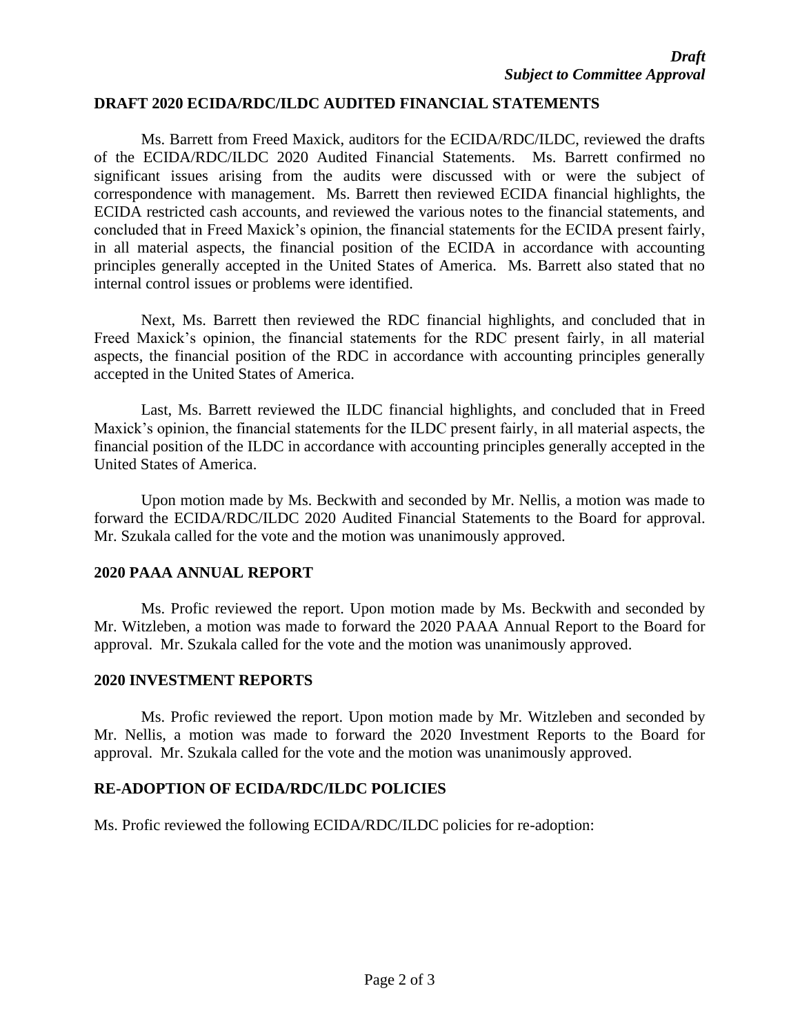*Draft*
*Subject to Committee Approval*

**DRAFT 2020 ECIDA/RDC/ILDC AUDITED FINANCIAL STATEMENTS**

Ms. Barrett from Freed Maxick, auditors for the ECIDA/RDC/ILDC, reviewed the drafts of the ECIDA/RDC/ILDC 2020 Audited Financial Statements. Ms. Barrett confirmed no significant issues arising from the audits were discussed with or were the subject of correspondence with management. Ms. Barrett then reviewed ECIDA financial highlights, the ECIDA restricted cash accounts, and reviewed the various notes to the financial statements, and concluded that in Freed Maxick's opinion, the financial statements for the ECIDA present fairly, in all material aspects, the financial position of the ECIDA in accordance with accounting principles generally accepted in the United States of America. Ms. Barrett also stated that no internal control issues or problems were identified.

Next, Ms. Barrett then reviewed the RDC financial highlights, and concluded that in Freed Maxick's opinion, the financial statements for the RDC present fairly, in all material aspects, the financial position of the RDC in accordance with accounting principles generally accepted in the United States of America.

Last, Ms. Barrett reviewed the ILDC financial highlights, and concluded that in Freed Maxick's opinion, the financial statements for the ILDC present fairly, in all material aspects, the financial position of the ILDC in accordance with accounting principles generally accepted in the United States of America.

Upon motion made by Ms. Beckwith and seconded by Mr. Nellis, a motion was made to forward the ECIDA/RDC/ILDC 2020 Audited Financial Statements to the Board for approval. Mr. Szukala called for the vote and the motion was unanimously approved.

**2020 PAAA ANNUAL REPORT**

Ms. Profic reviewed the report. Upon motion made by Ms. Beckwith and seconded by Mr. Witzleben, a motion was made to forward the 2020 PAAA Annual Report to the Board for approval. Mr. Szukala called for the vote and the motion was unanimously approved.

**2020 INVESTMENT REPORTS**

Ms. Profic reviewed the report. Upon motion made by Mr. Witzleben and seconded by Mr. Nellis, a motion was made to forward the 2020 Investment Reports to the Board for approval. Mr. Szukala called for the vote and the motion was unanimously approved.

**RE-ADOPTION OF ECIDA/RDC/ILDC POLICIES**

Ms. Profic reviewed the following ECIDA/RDC/ILDC policies for re-adoption: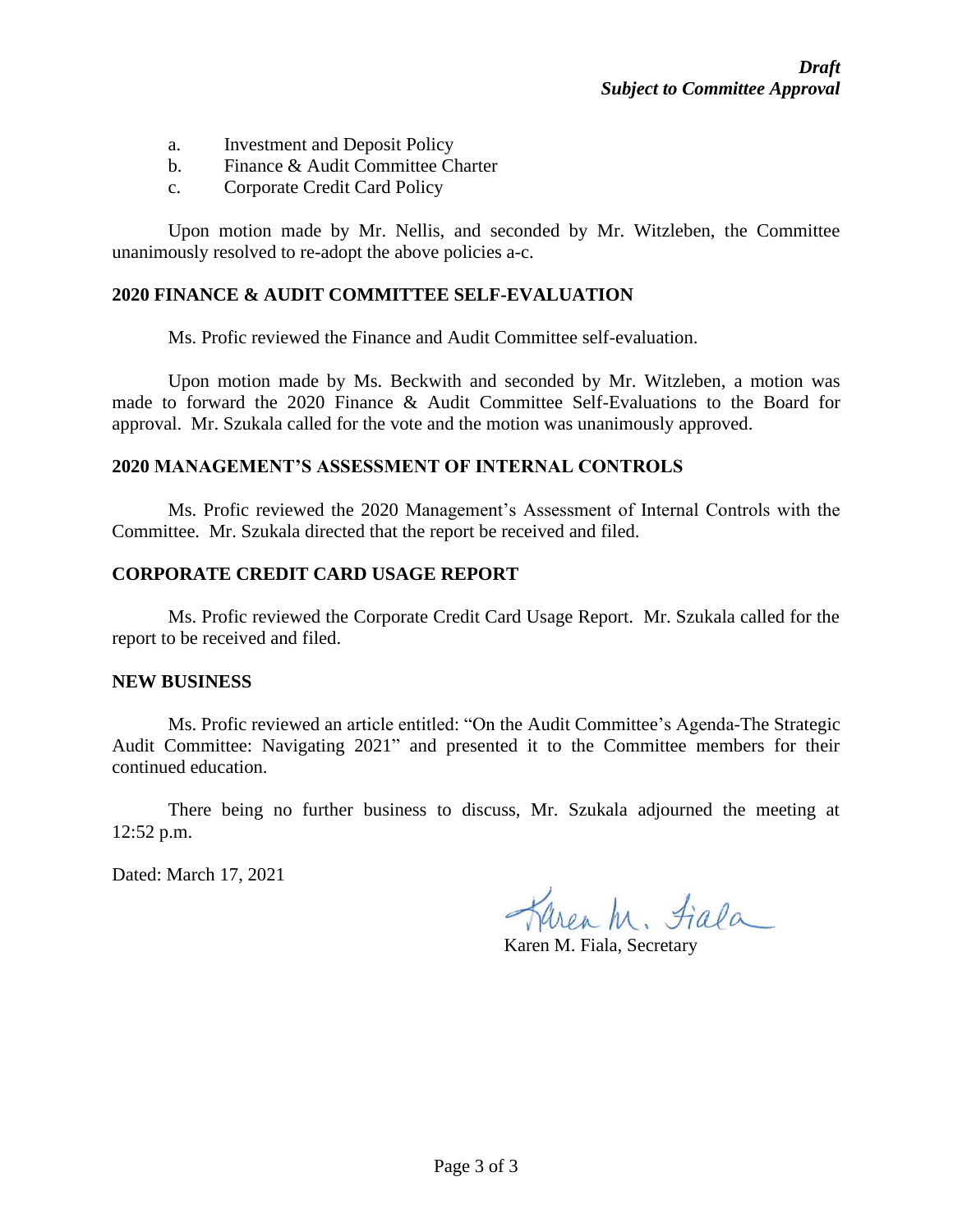***Draft***
***Subject to Committee Approval***

a. Investment and Deposit Policy
b. Finance & Audit Committee Charter
c. Corporate Credit Card Policy

Upon motion made by Mr. Nellis, and seconded by Mr. Witzleben, the Committee unanimously resolved to re-adopt the above policies a-c.

**2020 FINANCE & AUDIT COMMITTEE SELF-EVALUATION**

Ms. Profic reviewed the Finance and Audit Committee self-evaluation.

Upon motion made by Ms. Beckwith and seconded by Mr. Witzleben, a motion was made to forward the 2020 Finance & Audit Committee Self-Evaluations to the Board for approval. Mr. Szukala called for the vote and the motion was unanimously approved.

**2020 MANAGEMENT'S ASSESSMENT OF INTERNAL CONTROLS**

Ms. Profic reviewed the 2020 Management's Assessment of Internal Controls with the Committee. Mr. Szukala directed that the report be received and filed.

**CORPORATE CREDIT CARD USAGE REPORT**

Ms. Profic reviewed the Corporate Credit Card Usage Report. Mr. Szukala called for the report to be received and filed.

**NEW BUSINESS**

Ms. Profic reviewed an article entitled: "On the Audit Committee's Agenda-The Strategic Audit Committee: Navigating 2021" and presented it to the Committee members for their continued education.

There being no further business to discuss, Mr. Szukala adjourned the meeting at 12:52 p.m.

Dated: March 17, 2021

Karen M. Fiala

Karen M. Fiala, Secretary